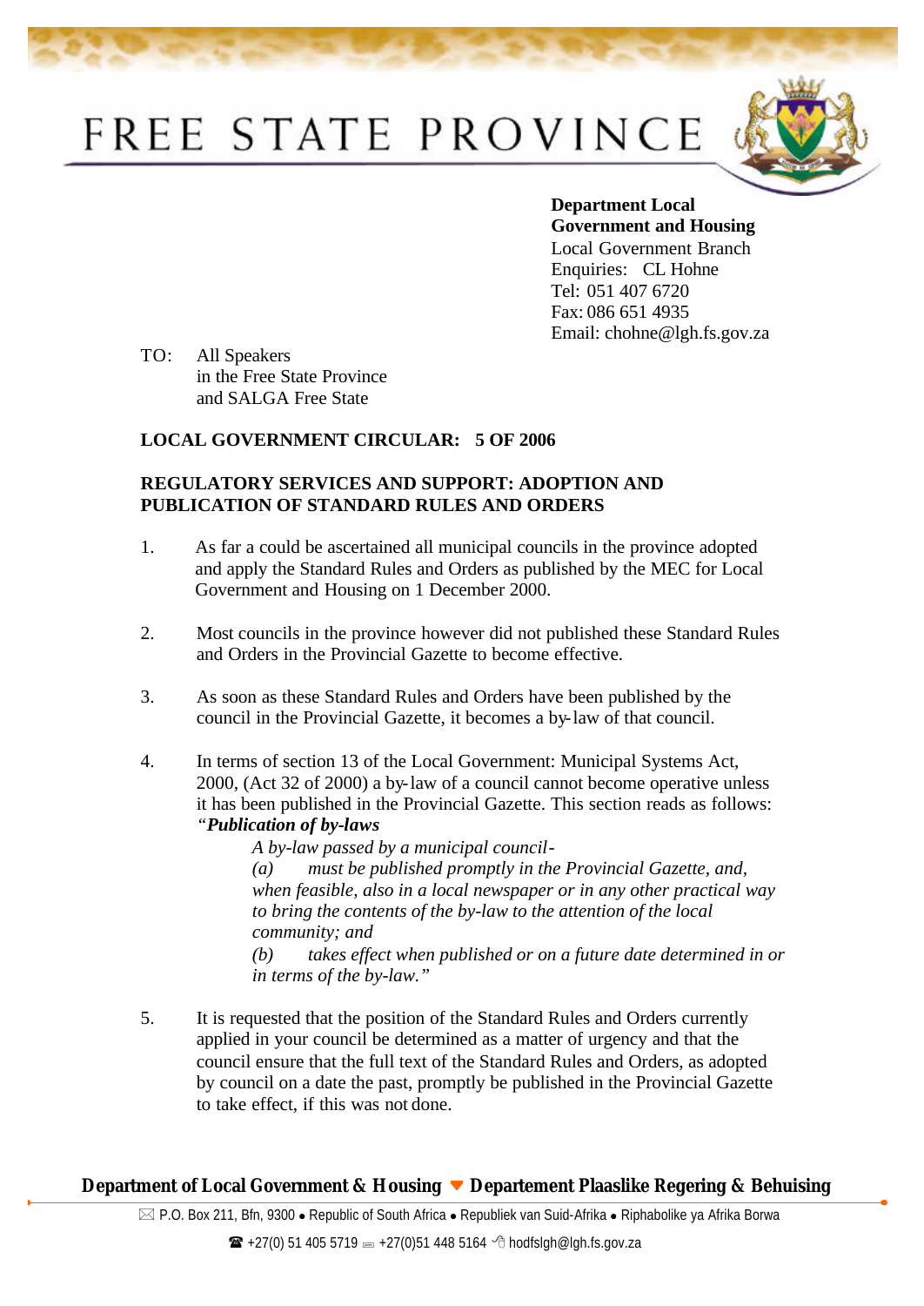# FREE STATE PROVINCE

**Department Local Government and Housing**
Local Government Branch
Enquiries: CL Hohne
Tel: 051 407 6720
Fax: 086 651 4935
Email: chohne@lgh.fs.gov.za

TO: All Speakers
in the Free State Province
and SALGA Free State

**LOCAL GOVERNMENT CIRCULAR: 5 OF 2006**

**REGULATORY SERVICES AND SUPPORT: ADOPTION AND PUBLICATION OF STANDARD RULES AND ORDERS**

1. As far a could be ascertained all municipal councils in the province adopted and apply the Standard Rules and Orders as published by the MEC for Local Government and Housing on 1 December 2000.

2. Most councils in the province however did not published these Standard Rules and Orders in the Provincial Gazette to become effective.

3. As soon as these Standard Rules and Orders have been published by the council in the Provincial Gazette, it becomes a by-law of that council.

4. In terms of section 13 of the Local Government: Municipal Systems Act, 2000, (Act 32 of 2000) a by-law of a council cannot become operative unless it has been published in the Provincial Gazette. This section reads as follows:
*"**Publication of by-laws***

> *A by-law passed by a municipal council-*
> *(a) must be published promptly in the Provincial Gazette, and, when feasible, also in a local newspaper or in any other practical way to bring the contents of the by-law to the attention of the local community; and*
> *(b) takes effect when published or on a future date determined in or in terms of the by-law."*

5. It is requested that the position of the Standard Rules and Orders currently applied in your council be determined as a matter of urgency and that the council ensure that the full text of the Standard Rules and Orders, as adopted by council on a date the past, promptly be published in the Provincial Gazette to take effect, if this was not done.

**Department of Local Government & Housing ▼ Departement Plaaslike Regering & Behuising**

P.O. Box 211, Bfn, 9300 • Republic of South Africa • Republiek van Suid-Afrika • Riphabolike ya Afrika Borwa

+27(0) 51 405 5719 +27(0)51 448 5164 hodfslgh@lgh.fs.gov.za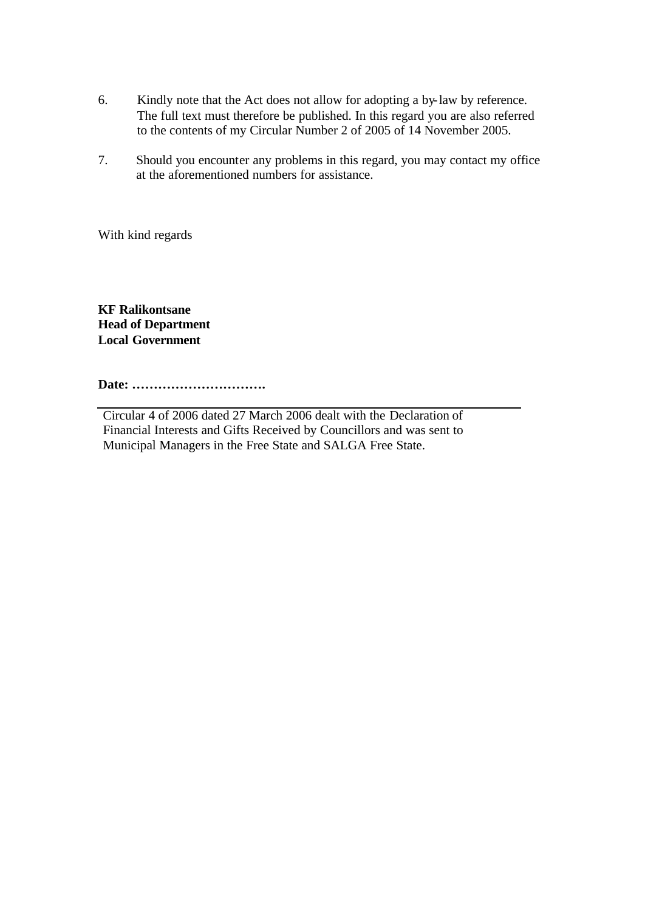6. Kindly note that the Act does not allow for adopting a by-law by reference. The full text must therefore be published. In this regard you are also referred to the contents of my Circular Number 2 of 2005 of 14 November 2005.

7. Should you encounter any problems in this regard, you may contact my office at the aforementioned numbers for assistance.

With kind regards

**KF Ralikontsane**
**Head of Department**
**Local Government**

**Date: ………………………….**

---

Circular 4 of 2006 dated 27 March 2006 dealt with the Declaration of Financial Interests and Gifts Received by Councillors and was sent to Municipal Managers in the Free State and SALGA Free State.